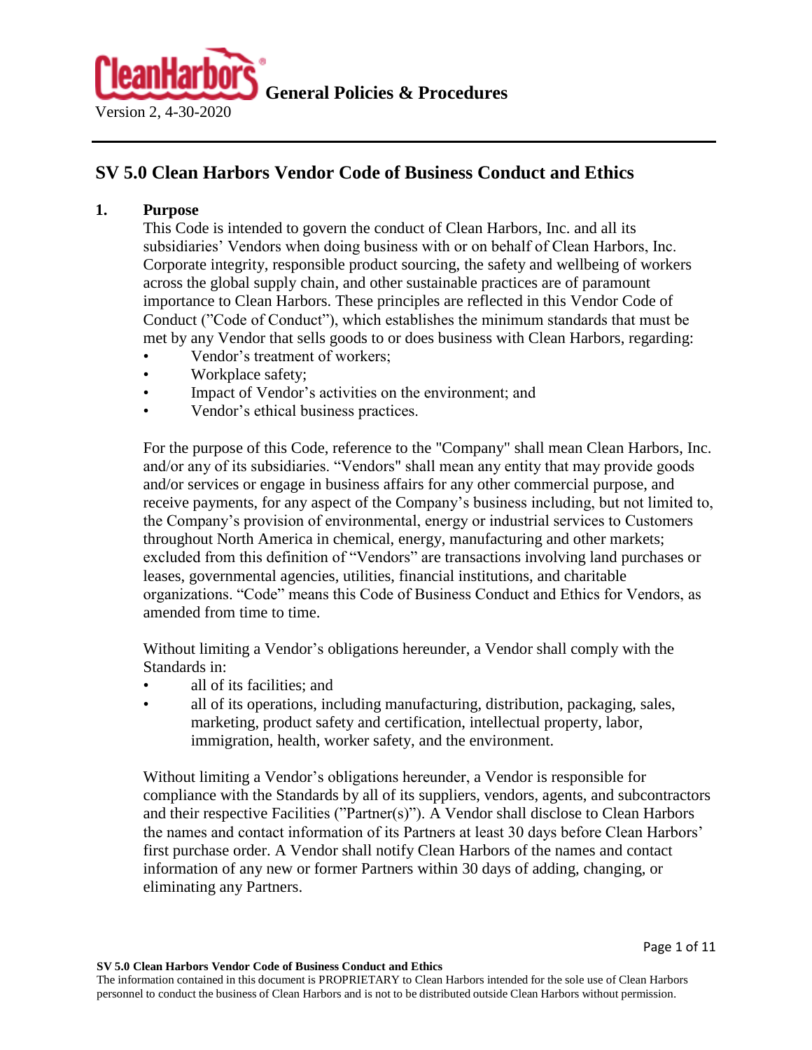# SV 5.0 Clean Harbors Vendor Code of Business Conduct and Ethics

## 1. Purpose

This Code is intended to govern the conduct of Clean Harbors, Inc. and all its subsidiaries' Vendors when doing business with or on behalf of Clean Harbors, Inc. Corporate integrity, responsible product sourcing, the safety and wellbeing of workers across the global supply chain, and other sustainable practices are of paramount importance to Clean Harbors. These principles are reflected in this Vendor Code of Conduct ("Code of Conduct"), which establishes the minimum standards that must be met by any Vendor that sells goods to or does business with Clean Harbors, regarding:

- Vendor's treatment of workers;
- Workplace safety;
- Impact of Vendor's activities on the environment; and
- Vendor's ethical business practices.

For the purpose of this Code, reference to the "Company" shall mean Clean Harbors, Inc. and/or any of its subsidiaries. "Vendors" shall mean any entity that may provide goods and/or services or engage in business affairs for any other commercial purpose, and receive payments, for any aspect of the Company's business including, but not limited to, the Company's provision of environmental, energy or industrial services to Customers throughout North America in chemical, energy, manufacturing and other markets; excluded from this definition of "Vendors" are transactions involving land purchases or leases, governmental agencies, utilities, financial institutions, and charitable organizations. "Code" means this Code of Business Conduct and Ethics for Vendors, as amended from time to time.

Without limiting a Vendor's obligations hereunder, a Vendor shall comply with the Standards in:

- all of its facilities; and
- all of its operations, including manufacturing, distribution, packaging, sales, marketing, product safety and certification, intellectual property, labor, immigration, health, worker safety, and the environment.

Without limiting a Vendor's obligations hereunder, a Vendor is responsible for compliance with the Standards by all of its suppliers, vendors, agents, and subcontractors and their respective Facilities ("Partner(s)"). A Vendor shall disclose to Clean Harbors the names and contact information of its Partners at least 30 days before Clean Harbors' first purchase order. A Vendor shall notify Clean Harbors of the names and contact information of any new or former Partners within 30 days of adding, changing, or eliminating any Partners.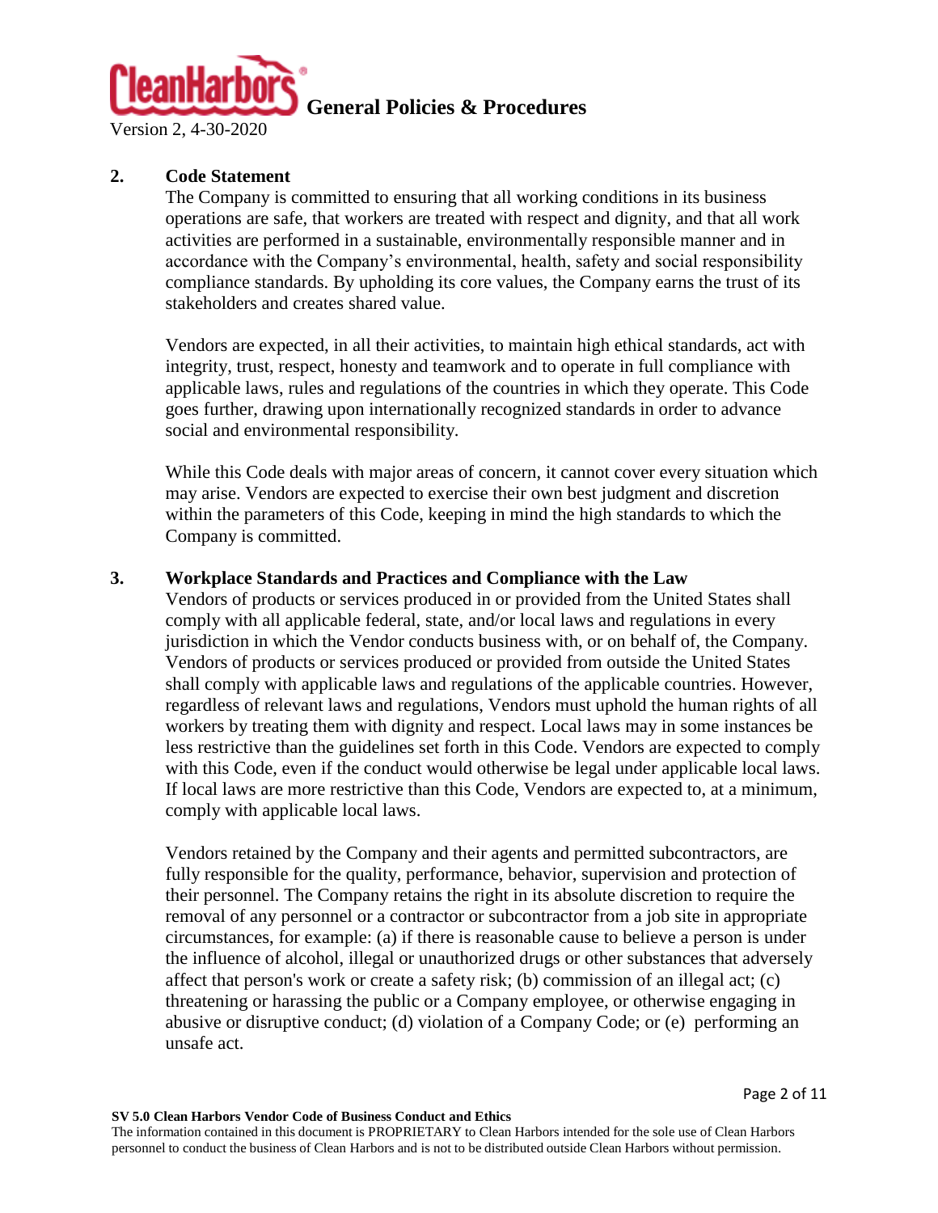## 2. Code Statement

The Company is committed to ensuring that all working conditions in its business operations are safe, that workers are treated with respect and dignity, and that all work activities are performed in a sustainable, environmentally responsible manner and in accordance with the Company's environmental, health, safety and social responsibility compliance standards. By upholding its core values, the Company earns the trust of its stakeholders and creates shared value.

Vendors are expected, in all their activities, to maintain high ethical standards, act with integrity, trust, respect, honesty and teamwork and to operate in full compliance with applicable laws, rules and regulations of the countries in which they operate. This Code goes further, drawing upon internationally recognized standards in order to advance social and environmental responsibility.

While this Code deals with major areas of concern, it cannot cover every situation which may arise. Vendors are expected to exercise their own best judgment and discretion within the parameters of this Code, keeping in mind the high standards to which the Company is committed.

## 3. Workplace Standards and Practices and Compliance with the Law

Vendors of products or services produced in or provided from the United States shall comply with all applicable federal, state, and/or local laws and regulations in every jurisdiction in which the Vendor conducts business with, or on behalf of, the Company. Vendors of products or services produced or provided from outside the United States shall comply with applicable laws and regulations of the applicable countries. However, regardless of relevant laws and regulations, Vendors must uphold the human rights of all workers by treating them with dignity and respect. Local laws may in some instances be less restrictive than the guidelines set forth in this Code. Vendors are expected to comply with this Code, even if the conduct would otherwise be legal under applicable local laws. If local laws are more restrictive than this Code, Vendors are expected to, at a minimum, comply with applicable local laws.

Vendors retained by the Company and their agents and permitted subcontractors, are fully responsible for the quality, performance, behavior, supervision and protection of their personnel. The Company retains the right in its absolute discretion to require the removal of any personnel or a contractor or subcontractor from a job site in appropriate circumstances, for example: (a) if there is reasonable cause to believe a person is under the influence of alcohol, illegal or unauthorized drugs or other substances that adversely affect that person's work or create a safety risk; (b) commission of an illegal act; (c) threatening or harassing the public or a Company employee, or otherwise engaging in abusive or disruptive conduct; (d) violation of a Company Code; or (e) performing an unsafe act.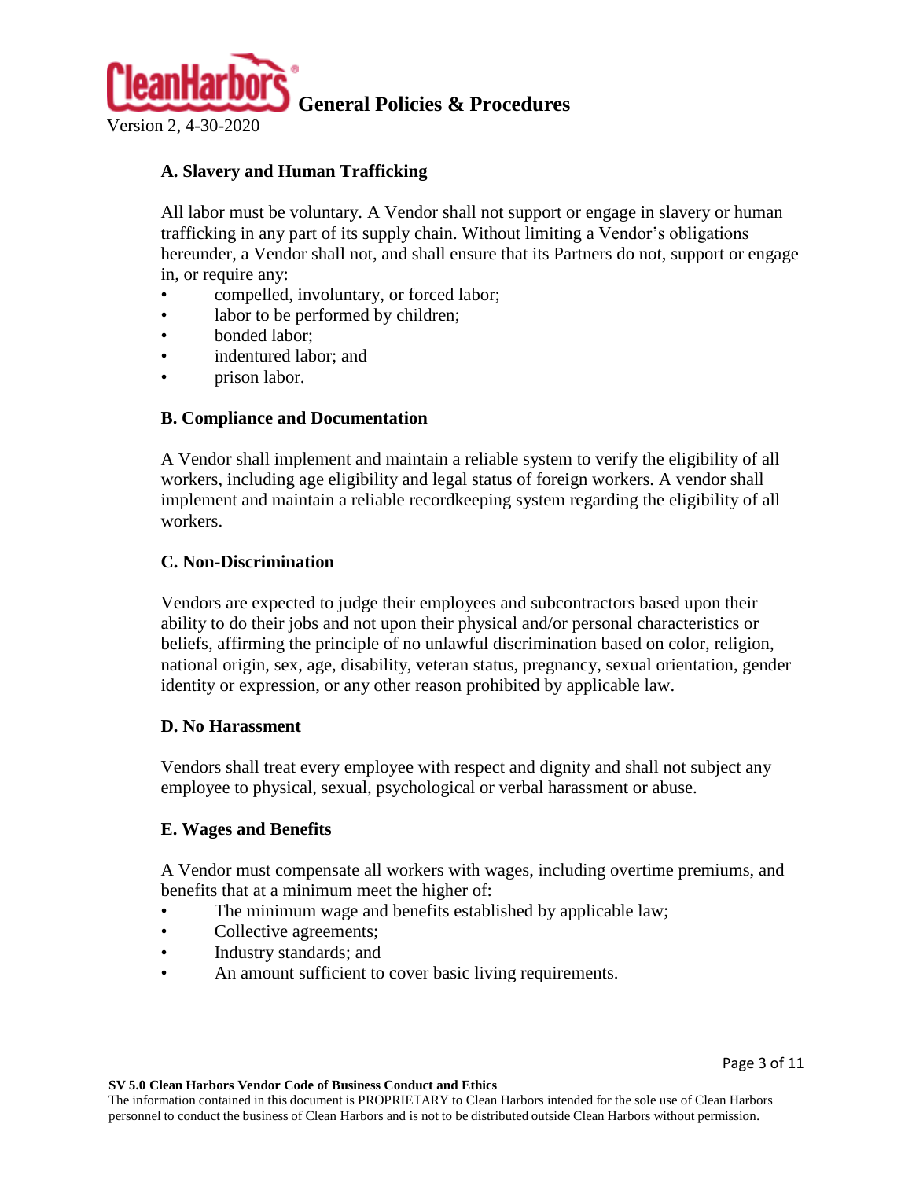### A. Slavery and Human Trafficking

All labor must be voluntary. A Vendor shall not support or engage in slavery or human trafficking in any part of its supply chain. Without limiting a Vendor's obligations hereunder, a Vendor shall not, and shall ensure that its Partners do not, support or engage in, or require any:

- compelled, involuntary, or forced labor;
- labor to be performed by children;
- bonded labor;
- indentured labor; and
- prison labor.

### B. Compliance and Documentation

A Vendor shall implement and maintain a reliable system to verify the eligibility of all workers, including age eligibility and legal status of foreign workers. A vendor shall implement and maintain a reliable recordkeeping system regarding the eligibility of all workers.

### C. Non-Discrimination

Vendors are expected to judge their employees and subcontractors based upon their ability to do their jobs and not upon their physical and/or personal characteristics or beliefs, affirming the principle of no unlawful discrimination based on color, religion, national origin, sex, age, disability, veteran status, pregnancy, sexual orientation, gender identity or expression, or any other reason prohibited by applicable law.

### D. No Harassment

Vendors shall treat every employee with respect and dignity and shall not subject any employee to physical, sexual, psychological or verbal harassment or abuse.

### E. Wages and Benefits

A Vendor must compensate all workers with wages, including overtime premiums, and benefits that at a minimum meet the higher of:

- The minimum wage and benefits established by applicable law;
- Collective agreements;
- Industry standards; and
- An amount sufficient to cover basic living requirements.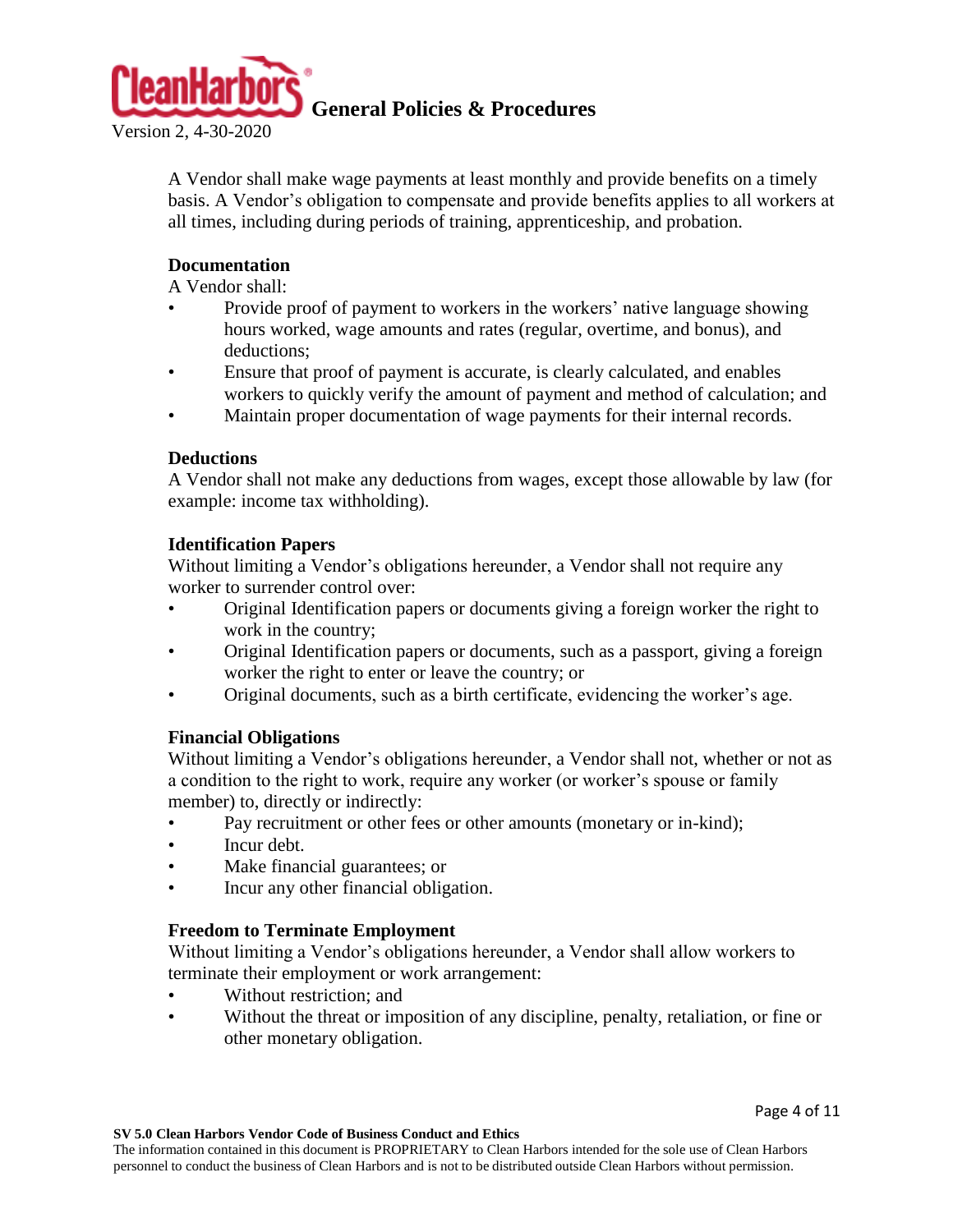A Vendor shall make wage payments at least monthly and provide benefits on a timely basis. A Vendor's obligation to compensate and provide benefits applies to all workers at all times, including during periods of training, apprenticeship, and probation.

### Documentation

A Vendor shall:

- Provide proof of payment to workers in the workers' native language showing hours worked, wage amounts and rates (regular, overtime, and bonus), and deductions;
- Ensure that proof of payment is accurate, is clearly calculated, and enables workers to quickly verify the amount of payment and method of calculation; and
- Maintain proper documentation of wage payments for their internal records.

### Deductions

A Vendor shall not make any deductions from wages, except those allowable by law (for example: income tax withholding).

### Identification Papers

Without limiting a Vendor's obligations hereunder, a Vendor shall not require any worker to surrender control over:

- Original Identification papers or documents giving a foreign worker the right to work in the country;
- Original Identification papers or documents, such as a passport, giving a foreign worker the right to enter or leave the country; or
- Original documents, such as a birth certificate, evidencing the worker's age.

### Financial Obligations

Without limiting a Vendor's obligations hereunder, a Vendor shall not, whether or not as a condition to the right to work, require any worker (or worker's spouse or family member) to, directly or indirectly:

- Pay recruitment or other fees or other amounts (monetary or in-kind);
- Incur debt.
- Make financial guarantees; or
- Incur any other financial obligation.

### Freedom to Terminate Employment

Without limiting a Vendor's obligations hereunder, a Vendor shall allow workers to terminate their employment or work arrangement:

- Without restriction; and
- Without the threat or imposition of any discipline, penalty, retaliation, or fine or other monetary obligation.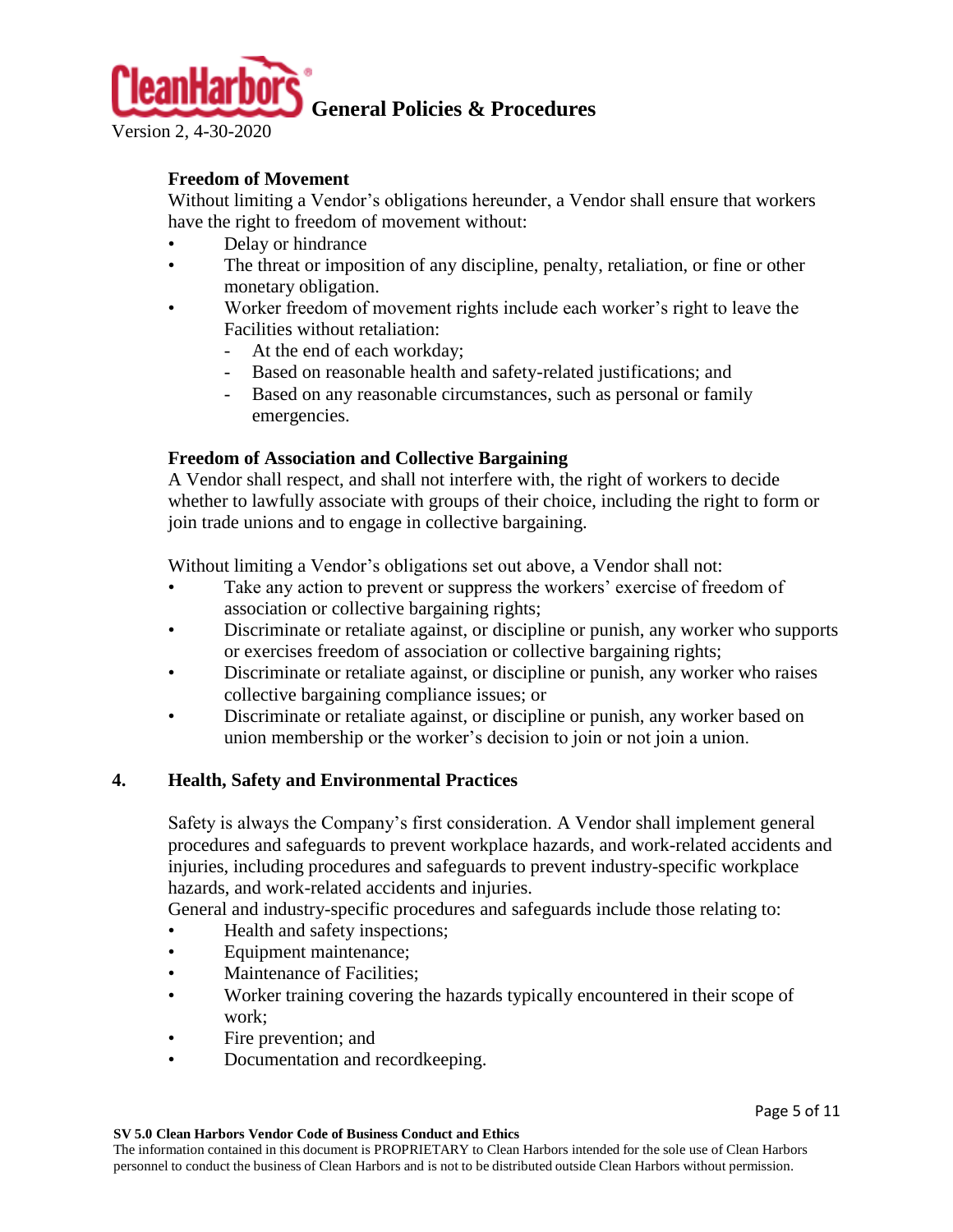### Freedom of Movement

Without limiting a Vendor's obligations hereunder, a Vendor shall ensure that workers have the right to freedom of movement without:

- Delay or hindrance
- The threat or imposition of any discipline, penalty, retaliation, or fine or other monetary obligation.
- Worker freedom of movement rights include each worker's right to leave the Facilities without retaliation:
  - At the end of each workday;
  - Based on reasonable health and safety-related justifications; and
  - Based on any reasonable circumstances, such as personal or family emergencies.

### Freedom of Association and Collective Bargaining

A Vendor shall respect, and shall not interfere with, the right of workers to decide whether to lawfully associate with groups of their choice, including the right to form or join trade unions and to engage in collective bargaining.

Without limiting a Vendor's obligations set out above, a Vendor shall not:

- Take any action to prevent or suppress the workers' exercise of freedom of association or collective bargaining rights;
- Discriminate or retaliate against, or discipline or punish, any worker who supports or exercises freedom of association or collective bargaining rights;
- Discriminate or retaliate against, or discipline or punish, any worker who raises collective bargaining compliance issues; or
- Discriminate or retaliate against, or discipline or punish, any worker based on union membership or the worker's decision to join or not join a union.

## 4. Health, Safety and Environmental Practices

Safety is always the Company's first consideration. A Vendor shall implement general procedures and safeguards to prevent workplace hazards, and work-related accidents and injuries, including procedures and safeguards to prevent industry-specific workplace hazards, and work-related accidents and injuries.

General and industry-specific procedures and safeguards include those relating to:

- Health and safety inspections;
- Equipment maintenance;
- Maintenance of Facilities;
- Worker training covering the hazards typically encountered in their scope of work;
- Fire prevention; and
- Documentation and recordkeeping.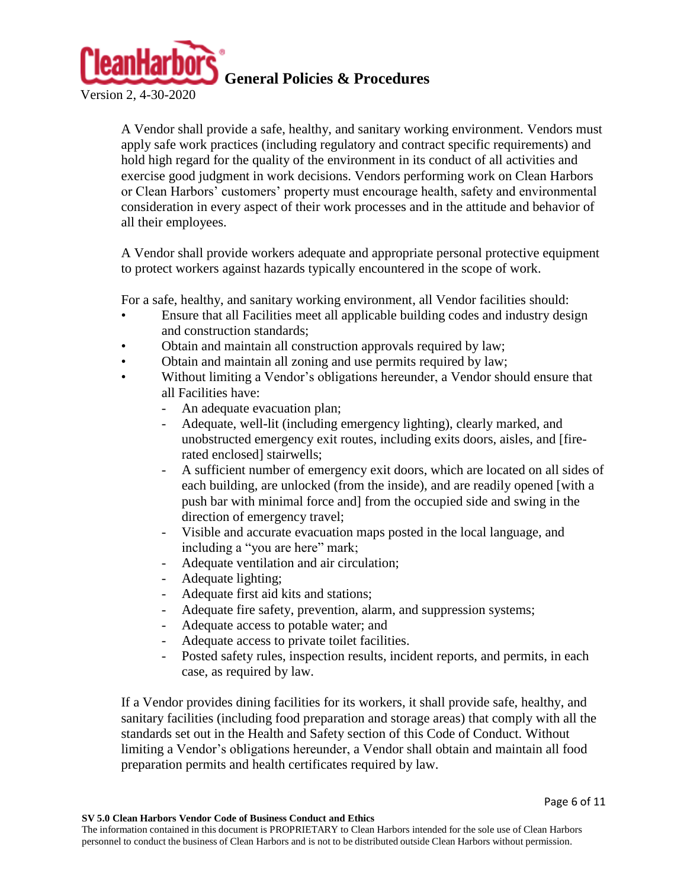A Vendor shall provide a safe, healthy, and sanitary working environment. Vendors must apply safe work practices (including regulatory and contract specific requirements) and hold high regard for the quality of the environment in its conduct of all activities and exercise good judgment in work decisions. Vendors performing work on Clean Harbors or Clean Harbors' customers' property must encourage health, safety and environmental consideration in every aspect of their work processes and in the attitude and behavior of all their employees.

A Vendor shall provide workers adequate and appropriate personal protective equipment to protect workers against hazards typically encountered in the scope of work.

For a safe, healthy, and sanitary working environment, all Vendor facilities should:

- Ensure that all Facilities meet all applicable building codes and industry design and construction standards;
- Obtain and maintain all construction approvals required by law;
- Obtain and maintain all zoning and use permits required by law;
- Without limiting a Vendor's obligations hereunder, a Vendor should ensure that all Facilities have:
  - An adequate evacuation plan;
  - Adequate, well-lit (including emergency lighting), clearly marked, and unobstructed emergency exit routes, including exits doors, aisles, and [fire-rated enclosed] stairwells;
  - A sufficient number of emergency exit doors, which are located on all sides of each building, are unlocked (from the inside), and are readily opened [with a push bar with minimal force and] from the occupied side and swing in the direction of emergency travel;
  - Visible and accurate evacuation maps posted in the local language, and including a "you are here" mark;
  - Adequate ventilation and air circulation;
  - Adequate lighting;
  - Adequate first aid kits and stations;
  - Adequate fire safety, prevention, alarm, and suppression systems;
  - Adequate access to potable water; and
  - Adequate access to private toilet facilities.
  - Posted safety rules, inspection results, incident reports, and permits, in each case, as required by law.

If a Vendor provides dining facilities for its workers, it shall provide safe, healthy, and sanitary facilities (including food preparation and storage areas) that comply with all the standards set out in the Health and Safety section of this Code of Conduct. Without limiting a Vendor's obligations hereunder, a Vendor shall obtain and maintain all food preparation permits and health certificates required by law.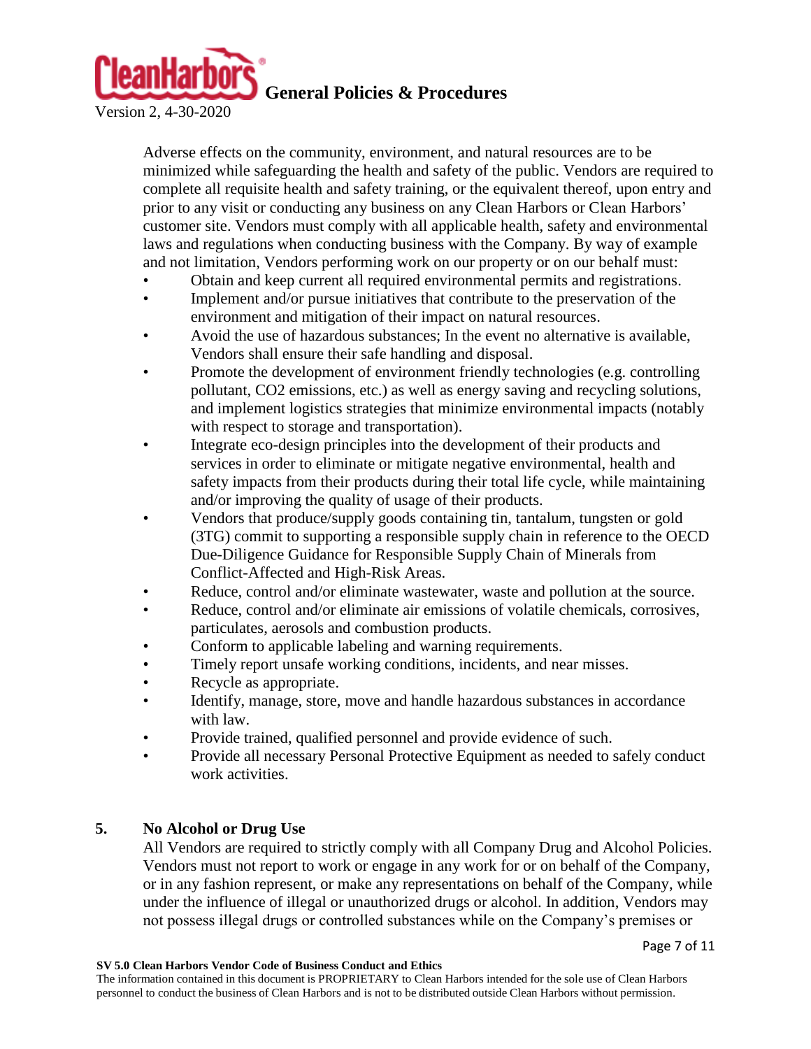Adverse effects on the community, environment, and natural resources are to be minimized while safeguarding the health and safety of the public. Vendors are required to complete all requisite health and safety training, or the equivalent thereof, upon entry and prior to any visit or conducting any business on any Clean Harbors or Clean Harbors' customer site. Vendors must comply with all applicable health, safety and environmental laws and regulations when conducting business with the Company. By way of example and not limitation, Vendors performing work on our property or on our behalf must:

- Obtain and keep current all required environmental permits and registrations.
- Implement and/or pursue initiatives that contribute to the preservation of the environment and mitigation of their impact on natural resources.
- Avoid the use of hazardous substances; In the event no alternative is available, Vendors shall ensure their safe handling and disposal.
- Promote the development of environment friendly technologies (e.g. controlling pollutant, $CO_2$ emissions, etc.) as well as energy saving and recycling solutions, and implement logistics strategies that minimize environmental impacts (notably with respect to storage and transportation).
- Integrate eco-design principles into the development of their products and services in order to eliminate or mitigate negative environmental, health and safety impacts from their products during their total life cycle, while maintaining and/or improving the quality of usage of their products.
- Vendors that produce/supply goods containing tin, tantalum, tungsten or gold (3TG) commit to supporting a responsible supply chain in reference to the OECD Due-Diligence Guidance for Responsible Supply Chain of Minerals from Conflict-Affected and High-Risk Areas.
- Reduce, control and/or eliminate wastewater, waste and pollution at the source.
- Reduce, control and/or eliminate air emissions of volatile chemicals, corrosives, particulates, aerosols and combustion products.
- Conform to applicable labeling and warning requirements.
- Timely report unsafe working conditions, incidents, and near misses.
- Recycle as appropriate.
- Identify, manage, store, move and handle hazardous substances in accordance with law.
- Provide trained, qualified personnel and provide evidence of such.
- Provide all necessary Personal Protective Equipment as needed to safely conduct work activities.

## 5. No Alcohol or Drug Use

All Vendors are required to strictly comply with all Company Drug and Alcohol Policies. Vendors must not report to work or engage in any work for or on behalf of the Company, or in any fashion represent, or make any representations on behalf of the Company, while under the influence of illegal or unauthorized drugs or alcohol. In addition, Vendors may not possess illegal drugs or controlled substances while on the Company's premises or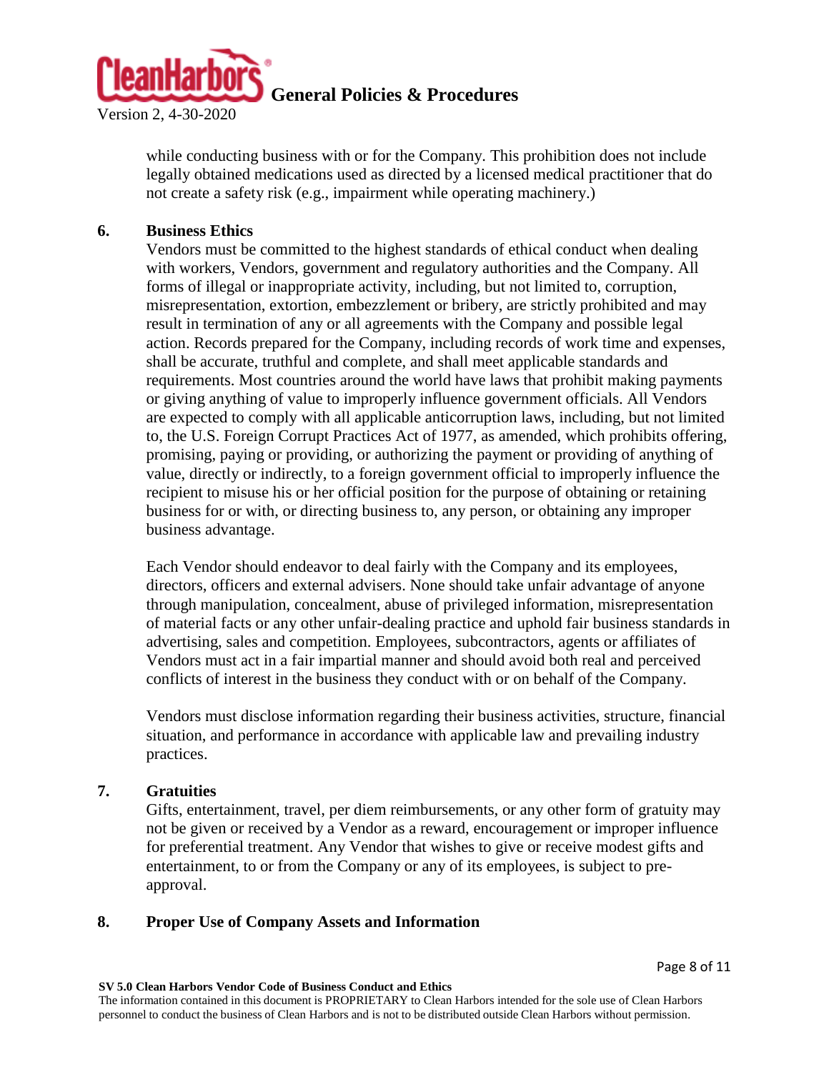while conducting business with or for the Company. This prohibition does not include legally obtained medications used as directed by a licensed medical practitioner that do not create a safety risk (e.g., impairment while operating machinery.)

## 6. Business Ethics

Vendors must be committed to the highest standards of ethical conduct when dealing with workers, Vendors, government and regulatory authorities and the Company. All forms of illegal or inappropriate activity, including, but not limited to, corruption, misrepresentation, extortion, embezzlement or bribery, are strictly prohibited and may result in termination of any or all agreements with the Company and possible legal action. Records prepared for the Company, including records of work time and expenses, shall be accurate, truthful and complete, and shall meet applicable standards and requirements. Most countries around the world have laws that prohibit making payments or giving anything of value to improperly influence government officials. All Vendors are expected to comply with all applicable anticorruption laws, including, but not limited to, the U.S. Foreign Corrupt Practices Act of 1977, as amended, which prohibits offering, promising, paying or providing, or authorizing the payment or providing of anything of value, directly or indirectly, to a foreign government official to improperly influence the recipient to misuse his or her official position for the purpose of obtaining or retaining business for or with, or directing business to, any person, or obtaining any improper business advantage.

Each Vendor should endeavor to deal fairly with the Company and its employees, directors, officers and external advisers. None should take unfair advantage of anyone through manipulation, concealment, abuse of privileged information, misrepresentation of material facts or any other unfair-dealing practice and uphold fair business standards in advertising, sales and competition. Employees, subcontractors, agents or affiliates of Vendors must act in a fair impartial manner and should avoid both real and perceived conflicts of interest in the business they conduct with or on behalf of the Company.

Vendors must disclose information regarding their business activities, structure, financial situation, and performance in accordance with applicable law and prevailing industry practices.

## 7. Gratuities

Gifts, entertainment, travel, per diem reimbursements, or any other form of gratuity may not be given or received by a Vendor as a reward, encouragement or improper influence for preferential treatment. Any Vendor that wishes to give or receive modest gifts and entertainment, to or from the Company or any of its employees, is subject to pre-approval.

## 8. Proper Use of Company Assets and Information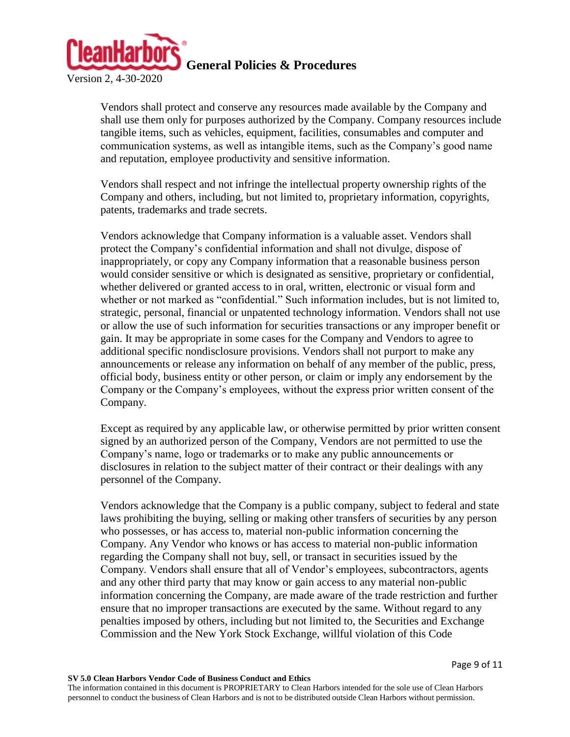Vendors shall protect and conserve any resources made available by the Company and shall use them only for purposes authorized by the Company. Company resources include tangible items, such as vehicles, equipment, facilities, consumables and computer and communication systems, as well as intangible items, such as the Company's good name and reputation, employee productivity and sensitive information.

Vendors shall respect and not infringe the intellectual property ownership rights of the Company and others, including, but not limited to, proprietary information, copyrights, patents, trademarks and trade secrets.

Vendors acknowledge that Company information is a valuable asset. Vendors shall protect the Company's confidential information and shall not divulge, dispose of inappropriately, or copy any Company information that a reasonable business person would consider sensitive or which is designated as sensitive, proprietary or confidential, whether delivered or granted access to in oral, written, electronic or visual form and whether or not marked as "confidential." Such information includes, but is not limited to, strategic, personal, financial or unpatented technology information. Vendors shall not use or allow the use of such information for securities transactions or any improper benefit or gain. It may be appropriate in some cases for the Company and Vendors to agree to additional specific nondisclosure provisions. Vendors shall not purport to make any announcements or release any information on behalf of any member of the public, press, official body, business entity or other person, or claim or imply any endorsement by the Company or the Company's employees, without the express prior written consent of the Company.

Except as required by any applicable law, or otherwise permitted by prior written consent signed by an authorized person of the Company, Vendors are not permitted to use the Company's name, logo or trademarks or to make any public announcements or disclosures in relation to the subject matter of their contract or their dealings with any personnel of the Company.

Vendors acknowledge that the Company is a public company, subject to federal and state laws prohibiting the buying, selling or making other transfers of securities by any person who possesses, or has access to, material non-public information concerning the Company. Any Vendor who knows or has access to material non-public information regarding the Company shall not buy, sell, or transact in securities issued by the Company. Vendors shall ensure that all of Vendor's employees, subcontractors, agents and any other third party that may know or gain access to any material non-public information concerning the Company, are made aware of the trade restriction and further ensure that no improper transactions are executed by the same. Without regard to any penalties imposed by others, including but not limited to, the Securities and Exchange Commission and the New York Stock Exchange, willful violation of this Code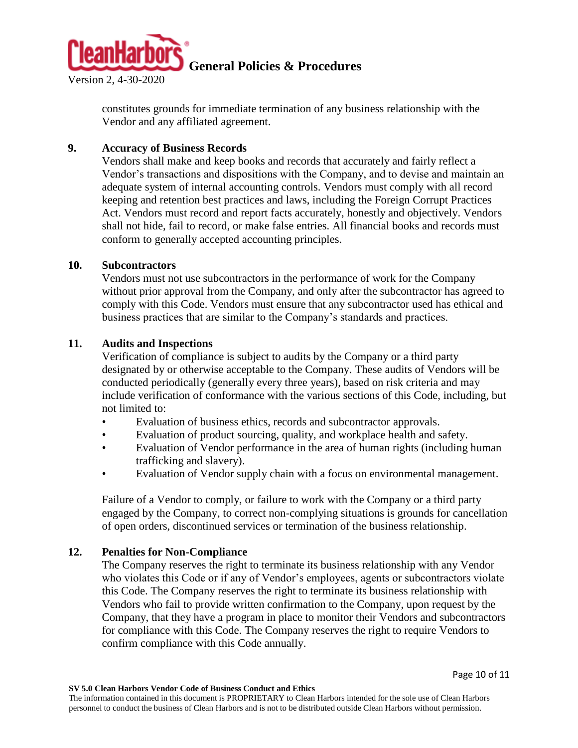constitutes grounds for immediate termination of any business relationship with the Vendor and any affiliated agreement.

### 9. Accuracy of Business Records

Vendors shall make and keep books and records that accurately and fairly reflect a Vendor's transactions and dispositions with the Company, and to devise and maintain an adequate system of internal accounting controls. Vendors must comply with all record keeping and retention best practices and laws, including the Foreign Corrupt Practices Act. Vendors must record and report facts accurately, honestly and objectively. Vendors shall not hide, fail to record, or make false entries. All financial books and records must conform to generally accepted accounting principles.

### 10. Subcontractors

Vendors must not use subcontractors in the performance of work for the Company without prior approval from the Company, and only after the subcontractor has agreed to comply with this Code. Vendors must ensure that any subcontractor used has ethical and business practices that are similar to the Company's standards and practices.

### 11. Audits and Inspections

Verification of compliance is subject to audits by the Company or a third party designated by or otherwise acceptable to the Company. These audits of Vendors will be conducted periodically (generally every three years), based on risk criteria and may include verification of conformance with the various sections of this Code, including, but not limited to:

- Evaluation of business ethics, records and subcontractor approvals.
- Evaluation of product sourcing, quality, and workplace health and safety.
- Evaluation of Vendor performance in the area of human rights (including human trafficking and slavery).
- Evaluation of Vendor supply chain with a focus on environmental management.

Failure of a Vendor to comply, or failure to work with the Company or a third party engaged by the Company, to correct non-complying situations is grounds for cancellation of open orders, discontinued services or termination of the business relationship.

### 12. Penalties for Non-Compliance

The Company reserves the right to terminate its business relationship with any Vendor who violates this Code or if any of Vendor's employees, agents or subcontractors violate this Code. The Company reserves the right to terminate its business relationship with Vendors who fail to provide written confirmation to the Company, upon request by the Company, that they have a program in place to monitor their Vendors and subcontractors for compliance with this Code. The Company reserves the right to require Vendors to confirm compliance with this Code annually.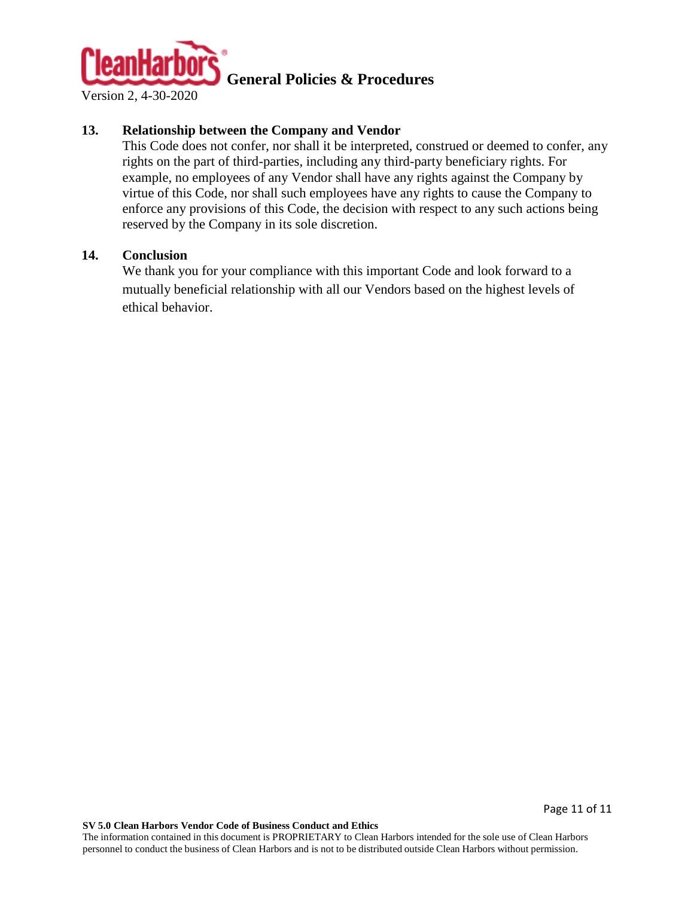## 13. Relationship between the Company and Vendor

This Code does not confer, nor shall it be interpreted, construed or deemed to confer, any rights on the part of third-parties, including any third-party beneficiary rights. For example, no employees of any Vendor shall have any rights against the Company by virtue of this Code, nor shall such employees have any rights to cause the Company to enforce any provisions of this Code, the decision with respect to any such actions being reserved by the Company in its sole discretion.

## 14. Conclusion

We thank you for your compliance with this important Code and look forward to a mutually beneficial relationship with all our Vendors based on the highest levels of ethical behavior.